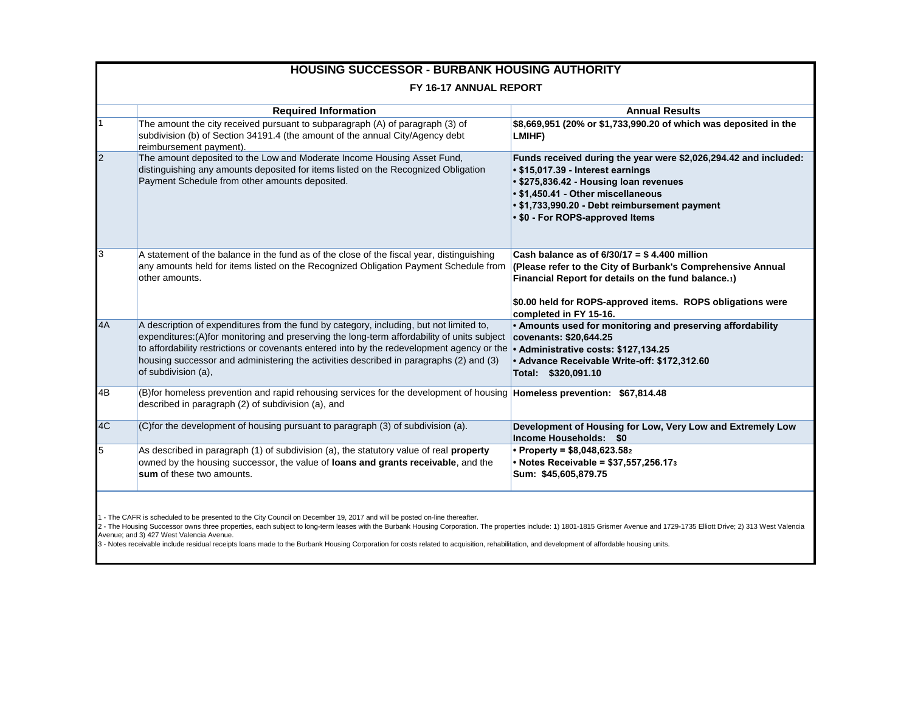# HOUSING SUCCESSOR - BURBANK HOUSING AUTHORITY

## FY 16-17 ANNUAL REPORT

| | Required Information | Annual Results |
|---|---|---|
| 1 | The amount the city received pursuant to subparagraph (A) of paragraph (3) of subdivision (b) of Section 34191.4 (the amount of the annual City/Agency debt reimbursement payment). | **$8,669,951 (20% or $1,733,990.20 of which was deposited in the LMIHF)** |
| 2 | The amount deposited to the Low and Moderate Income Housing Asset Fund, distinguishing any amounts deposited for items listed on the Recognized Obligation Payment Schedule from other amounts deposited. | **Funds received during the year were $2,026,294.42 and included:**<br>**• $15,017.39 - Interest earnings**<br>**• $275,836.42 - Housing loan revenues**<br>**• $1,450.41 - Other miscellaneous**<br>**• $1,733,990.20 - Debt reimbursement payment**<br>**• $0 - For ROPS-approved Items** |
| 3 | A statement of the balance in the fund as of the close of the fiscal year, distinguishing any amounts held for items listed on the Recognized Obligation Payment Schedule from other amounts. | **Cash balance as of 6/30/17 = $ 4.400 million (Please refer to the City of Burbank's Comprehensive Annual Financial Report for details on the fund balance.[1])**<br><br>**$0.00 held for ROPS-approved items. ROPS obligations were completed in FY 15-16.** |
| 4A | A description of expenditures from the fund by category, including, but not limited to, expenditures:(A)for monitoring and preserving the long-term affordability of units subject to affordability restrictions or covenants entered into by the redevelopment agency or the housing successor and administering the activities described in paragraphs (2) and (3) of subdivision (a), | **• Amounts used for monitoring and preserving affordability covenants: $20,644.25**<br>**• Administrative costs: $127,134.25**<br>**• Advance Receivable Write-off: $172,312.60**<br>**Total: $320,091.10** |
| 4B | (B)for homeless prevention and rapid rehousing services for the development of housing described in paragraph (2) of subdivision (a), and | **Homeless prevention: $67,814.48** |
| 4C | (C)for the development of housing pursuant to paragraph (3) of subdivision (a). | **Development of Housing for Low, Very Low and Extremely Low Income Households: $0** |
| 5 | As described in paragraph (1) of subdivision (a), the statutory value of real **property** owned by the housing successor, the value of **loans and grants receivable**, and the **sum** of these two amounts. | **• Property = $8,048,623.58[2]**<br>**• Notes Receivable = $37,557,256.17[3]**<br>**Sum: $45,605,879.75** |

1 - The CAFR is scheduled to be presented to the City Council on December 19, 2017 and will be posted on-line thereafter.

2 - The Housing Successor owns three properties, each subject to long-term leases with the Burbank Housing Corporation. The properties include: 1) 1801-1815 Grismer Avenue and 1729-1735 Elliott Drive; 2) 313 West Valencia Avenue; and 3) 427 West Valencia Avenue.

3 - Notes receivable include residual receipts loans made to the Burbank Housing Corporation for costs related to acquisition, rehabilitation, and development of affordable housing units.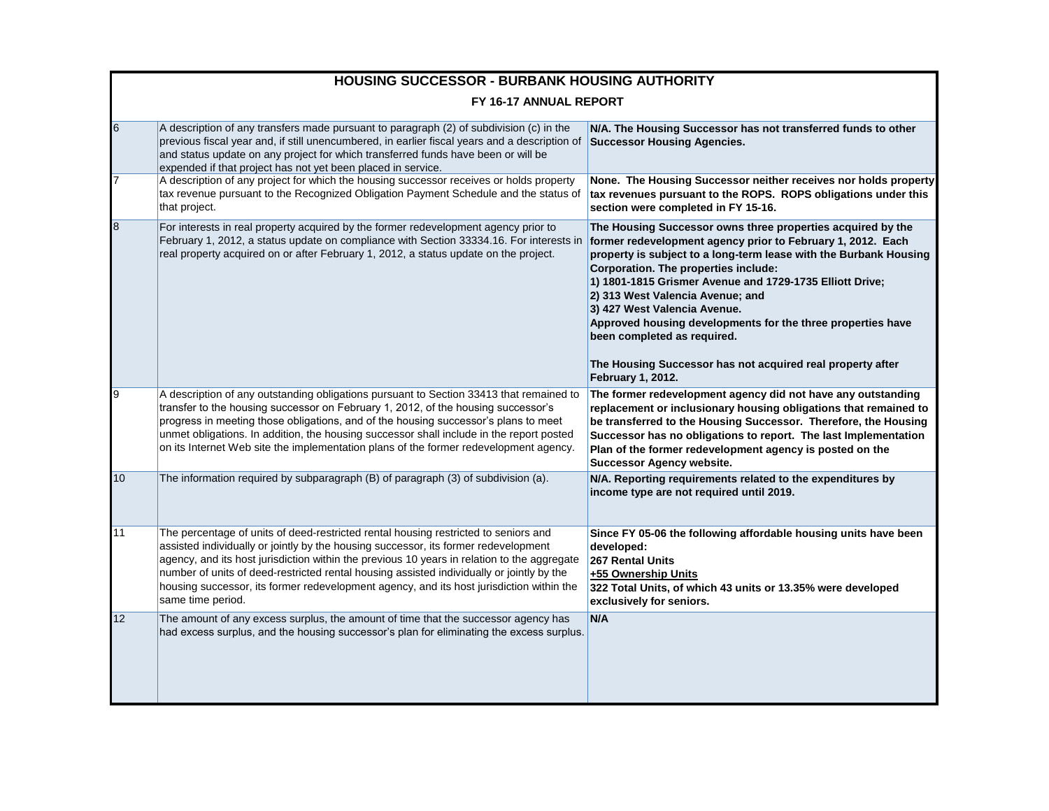# HOUSING SUCCESSOR - BURBANK HOUSING AUTHORITY

## FY 16-17 ANNUAL REPORT

| | | |
|---|---|---|
| 6 | A description of any transfers made pursuant to paragraph (2) of subdivision (c) in the previous fiscal year and, if still unencumbered, in earlier fiscal years and a description of and status update on any project for which transferred funds have been or will be expended if that project has not yet been placed in service. | **N/A. The Housing Successor has not transferred funds to other Successor Housing Agencies.** |
| 7 | A description of any project for which the housing successor receives or holds property tax revenue pursuant to the Recognized Obligation Payment Schedule and the status of that project. | **None. The Housing Successor neither receives nor holds property tax revenues pursuant to the ROPS. ROPS obligations under this section were completed in FY 15-16.** |
| 8 | For interests in real property acquired by the former redevelopment agency prior to February 1, 2012, a status update on compliance with Section 33334.16. For interests in real property acquired on or after February 1, 2012, a status update on the project. | **The Housing Successor owns three properties acquired by the former redevelopment agency prior to February 1, 2012. Each property is subject to a long-term lease with the Burbank Housing Corporation. The properties include:**<br>**1) 1801-1815 Grismer Avenue and 1729-1735 Elliott Drive;**<br>**2) 313 West Valencia Avenue; and**<br>**3) 427 West Valencia Avenue.**<br>**Approved housing developments for the three properties have been completed as required.**<br><br>**The Housing Successor has not acquired real property after February 1, 2012.** |
| 9 | A description of any outstanding obligations pursuant to Section 33413 that remained to transfer to the housing successor on February 1, 2012, of the housing successor's progress in meeting those obligations, and of the housing successor's plans to meet unmet obligations. In addition, the housing successor shall include in the report posted on its Internet Web site the implementation plans of the former redevelopment agency. | **The former redevelopment agency did not have any outstanding replacement or inclusionary housing obligations that remained to be transferred to the Housing Successor. Therefore, the Housing Successor has no obligations to report. The last Implementation Plan of the former redevelopment agency is posted on the Successor Agency website.** |
| 10 | The information required by subparagraph (B) of paragraph (3) of subdivision (a). | **N/A. Reporting requirements related to the expenditures by income type are not required until 2019.** |
| 11 | The percentage of units of deed-restricted rental housing restricted to seniors and assisted individually or jointly by the housing successor, its former redevelopment agency, and its host jurisdiction within the previous 10 years in relation to the aggregate number of units of deed-restricted rental housing assisted individually or jointly by the housing successor, its former redevelopment agency, and its host jurisdiction within the same time period. | **Since FY 05-06 the following affordable housing units have been developed:**<br>**267 Rental Units**<br>**<u>+55 Ownership Units</u>**<br>**322 Total Units, of which 43 units or 13.35% were developed exclusively for seniors.** |
| 12 | The amount of any excess surplus, the amount of time that the successor agency has had excess surplus, and the housing successor's plan for eliminating the excess surplus. | **N/A** |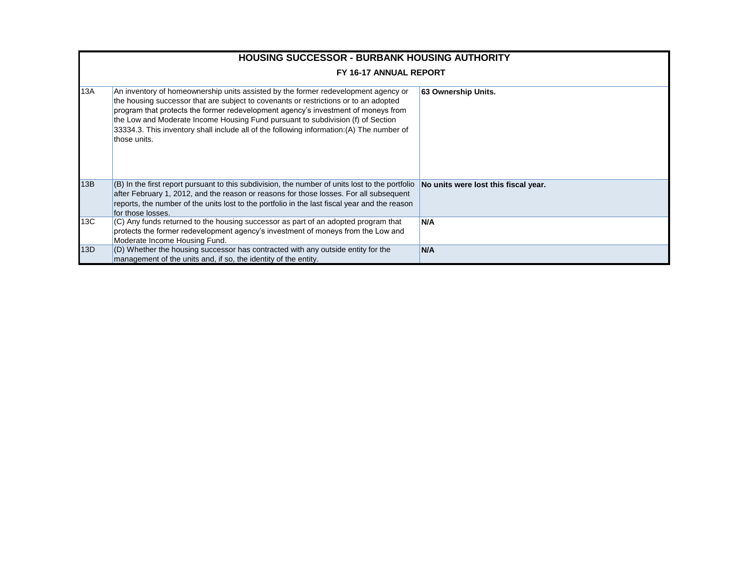## HOUSING SUCCESSOR - BURBANK HOUSING AUTHORITY

### FY 16-17 ANNUAL REPORT

| | | |
|---|---|---|
| 13A | An inventory of homeownership units assisted by the former redevelopment agency or the housing successor that are subject to covenants or restrictions or to an adopted program that protects the former redevelopment agency's investment of moneys from the Low and Moderate Income Housing Fund pursuant to subdivision (f) of Section 33334.3. This inventory shall include all of the following information:(A) The number of those units. | **63 Ownership Units.** |
| 13B | (B) In the first report pursuant to this subdivision, the number of units lost to the portfolio after February 1, 2012, and the reason or reasons for those losses. For all subsequent reports, the number of the units lost to the portfolio in the last fiscal year and the reason for those losses. | **No units were lost this fiscal year.** |
| 13C | (C) Any funds returned to the housing successor as part of an adopted program that protects the former redevelopment agency's investment of moneys from the Low and Moderate Income Housing Fund. | **N/A** |
| 13D | (D) Whether the housing successor has contracted with any outside entity for the management of the units and, if so, the identity of the entity. | **N/A** |